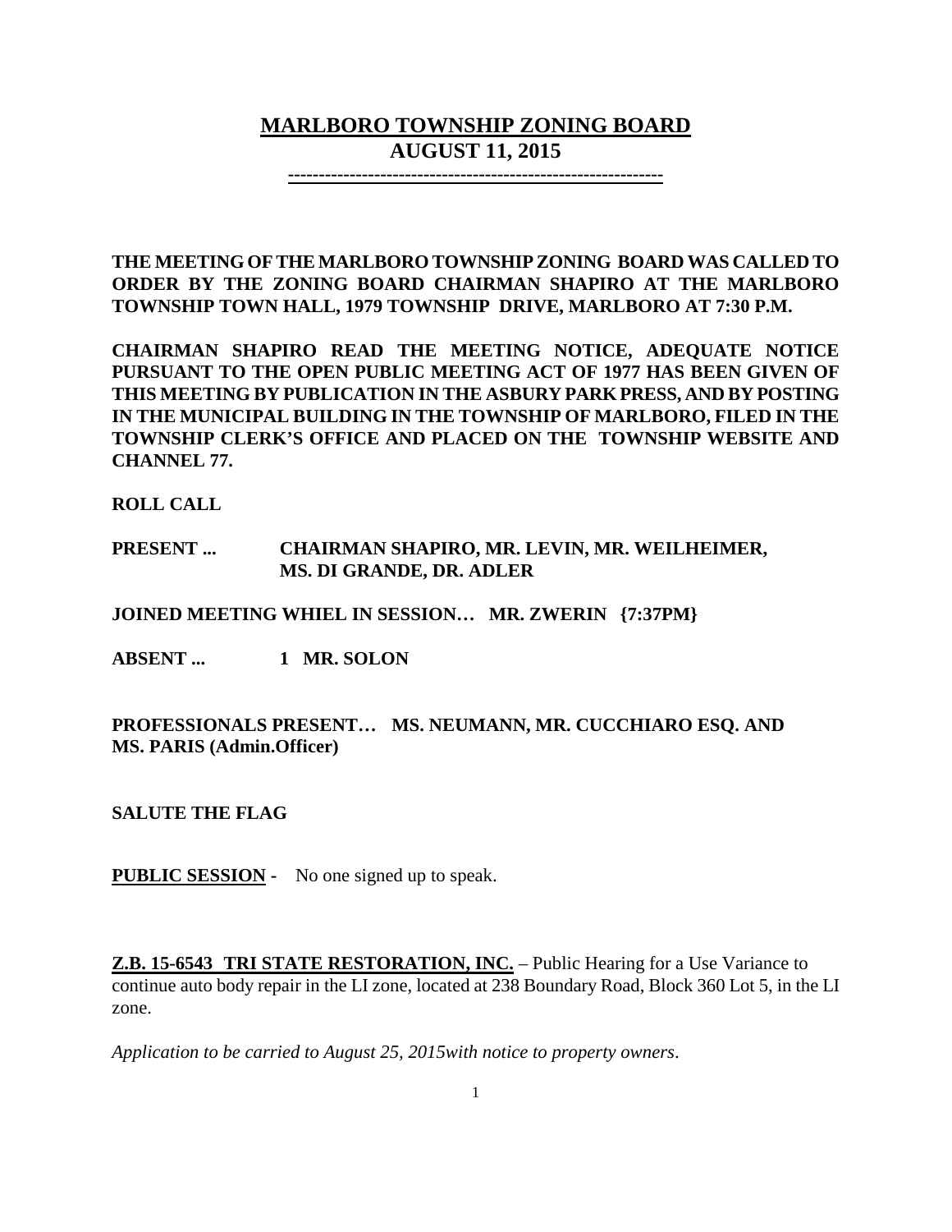# MARLBORO TOWNSHIP ZONING BOARD
## AUGUST 11, 2015

**THE MEETING OF THE MARLBORO TOWNSHIP ZONING BOARD WAS CALLED TO ORDER BY THE ZONING BOARD CHAIRMAN SHAPIRO AT THE MARLBORO TOWNSHIP TOWN HALL, 1979 TOWNSHIP DRIVE, MARLBORO AT 7:30 P.M.**

**CHAIRMAN SHAPIRO READ THE MEETING NOTICE, ADEQUATE NOTICE PURSUANT TO THE OPEN PUBLIC MEETING ACT OF 1977 HAS BEEN GIVEN OF THIS MEETING BY PUBLICATION IN THE ASBURY PARK PRESS, AND BY POSTING IN THE MUNICIPAL BUILDING IN THE TOWNSHIP OF MARLBORO, FILED IN THE TOWNSHIP CLERK'S OFFICE AND PLACED ON THE TOWNSHIP WEBSITE AND CHANNEL 77.**

**ROLL CALL**

**PRESENT ... CHAIRMAN SHAPIRO, MR. LEVIN, MR. WEILHEIMER, MS. DI GRANDE, DR. ADLER**

**JOINED MEETING WHIEL IN SESSION… MR. ZWERIN {7:37PM}**

**ABSENT ... 1 MR. SOLON**

**PROFESSIONALS PRESENT… MS. NEUMANN, MR. CUCCHIARO ESQ. AND MS. PARIS (Admin.Officer)**

**SALUTE THE FLAG**

**PUBLIC SESSION -** No one signed up to speak.

**Z.B. 15-6543 TRI STATE RESTORATION, INC.** – Public Hearing for a Use Variance to continue auto body repair in the LI zone, located at 238 Boundary Road, Block 360 Lot 5, in the LI zone.

*Application to be carried to August 25, 2015with notice to property owners*.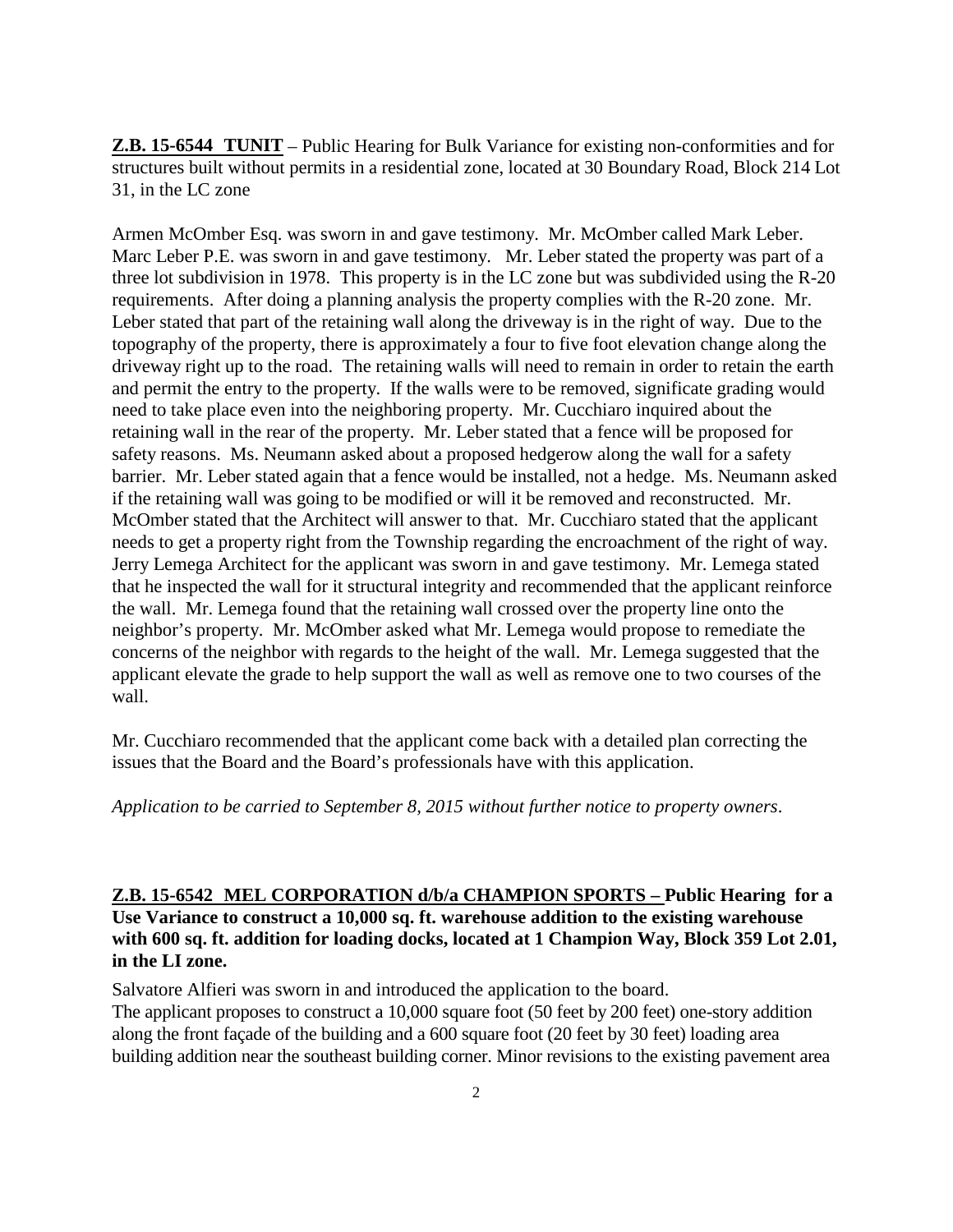**Z.B. 15-6544 TUNIT** – Public Hearing for Bulk Variance for existing non-conformities and for structures built without permits in a residential zone, located at 30 Boundary Road, Block 214 Lot 31, in the LC zone

Armen McOmber Esq. was sworn in and gave testimony. Mr. McOmber called Mark Leber. Marc Leber P.E. was sworn in and gave testimony. Mr. Leber stated the property was part of a three lot subdivision in 1978. This property is in the LC zone but was subdivided using the R-20 requirements. After doing a planning analysis the property complies with the R-20 zone. Mr. Leber stated that part of the retaining wall along the driveway is in the right of way. Due to the topography of the property, there is approximately a four to five foot elevation change along the driveway right up to the road. The retaining walls will need to remain in order to retain the earth and permit the entry to the property. If the walls were to be removed, significate grading would need to take place even into the neighboring property. Mr. Cucchiaro inquired about the retaining wall in the rear of the property. Mr. Leber stated that a fence will be proposed for safety reasons. Ms. Neumann asked about a proposed hedgerow along the wall for a safety barrier. Mr. Leber stated again that a fence would be installed, not a hedge. Ms. Neumann asked if the retaining wall was going to be modified or will it be removed and reconstructed. Mr. McOmber stated that the Architect will answer to that. Mr. Cucchiaro stated that the applicant needs to get a property right from the Township regarding the encroachment of the right of way. Jerry Lemega Architect for the applicant was sworn in and gave testimony. Mr. Lemega stated that he inspected the wall for it structural integrity and recommended that the applicant reinforce the wall. Mr. Lemega found that the retaining wall crossed over the property line onto the neighbor's property. Mr. McOmber asked what Mr. Lemega would propose to remediate the concerns of the neighbor with regards to the height of the wall. Mr. Lemega suggested that the applicant elevate the grade to help support the wall as well as remove one to two courses of the wall.

Mr. Cucchiaro recommended that the applicant come back with a detailed plan correcting the issues that the Board and the Board's professionals have with this application.

*Application to be carried to September 8, 2015 without further notice to property owners.*

**Z.B. 15-6542 MEL CORPORATION d/b/a CHAMPION SPORTS – Public Hearing for a Use Variance to construct a 10,000 sq. ft. warehouse addition to the existing warehouse with 600 sq. ft. addition for loading docks, located at 1 Champion Way, Block 359 Lot 2.01, in the LI zone.**

Salvatore Alfieri was sworn in and introduced the application to the board.
The applicant proposes to construct a 10,000 square foot (50 feet by 200 feet) one-story addition along the front façade of the building and a 600 square foot (20 feet by 30 feet) loading area building addition near the southeast building corner. Minor revisions to the existing pavement area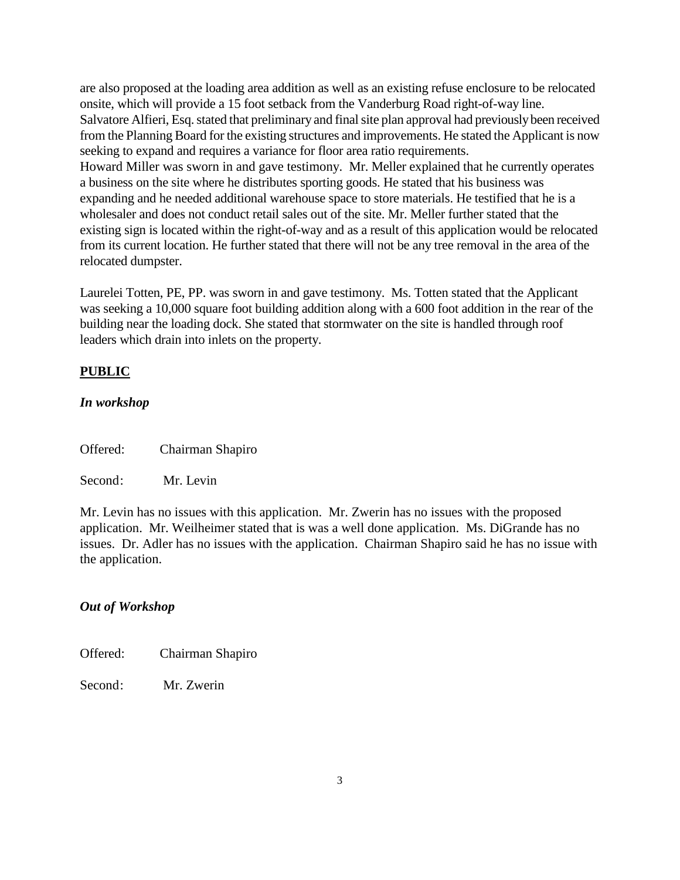are also proposed at the loading area addition as well as an existing refuse enclosure to be relocated onsite, which will provide a 15 foot setback from the Vanderburg Road right-of-way line. Salvatore Alfieri, Esq. stated that preliminary and final site plan approval had previously been received from the Planning Board for the existing structures and improvements. He stated the Applicant is now seeking to expand and requires a variance for floor area ratio requirements.
Howard Miller was sworn in and gave testimony. Mr. Meller explained that he currently operates a business on the site where he distributes sporting goods. He stated that his business was expanding and he needed additional warehouse space to store materials. He testified that he is a wholesaler and does not conduct retail sales out of the site. Mr. Meller further stated that the existing sign is located within the right-of-way and as a result of this application would be relocated from its current location. He further stated that there will not be any tree removal in the area of the relocated dumpster.

Laurelei Totten, PE, PP. was sworn in and gave testimony. Ms. Totten stated that the Applicant was seeking a 10,000 square foot building addition along with a 600 foot addition in the rear of the building near the loading dock. She stated that stormwater on the site is handled through roof leaders which drain into inlets on the property.

**PUBLIC**

***In workshop***

Offered: Chairman Shapiro

Second: Mr. Levin

Mr. Levin has no issues with this application. Mr. Zwerin has no issues with the proposed application. Mr. Weilheimer stated that is was a well done application. Ms. DiGrande has no issues. Dr. Adler has no issues with the application. Chairman Shapiro said he has no issue with the application.

***Out of Workshop***

Offered: Chairman Shapiro

Second: Mr. Zwerin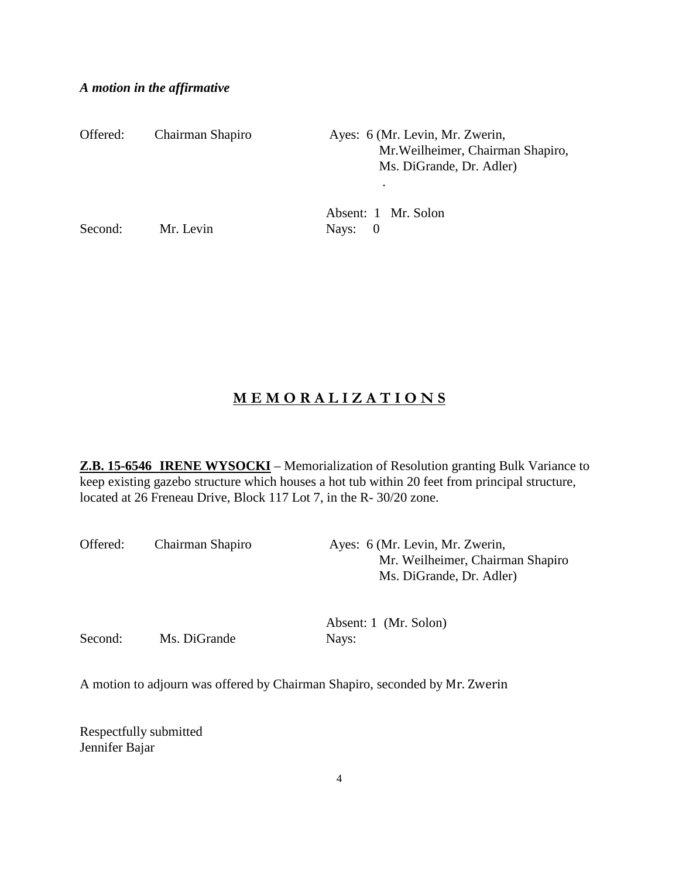***A motion in the affirmative***

| | | |
|---|---|---|
| Offered: | Chairman Shapiro | Ayes: 6 (Mr. Levin, Mr. Zwerin, Mr.Weilheimer, Chairman Shapiro, Ms. DiGrande, Dr. Adler) . |
| | | Absent: 1 Mr. Solon |
| Second: | Mr. Levin | Nays: 0 |

## M E M O R A L I Z A T I O N S

**Z.B. 15-6546 IRENE WYSOCKI** – Memorialization of Resolution granting Bulk Variance to keep existing gazebo structure which houses a hot tub within 20 feet from principal structure, located at 26 Freneau Drive, Block 117 Lot 7, in the R- 30/20 zone.

| | | |
|---|---|---|
| Offered: | Chairman Shapiro | Ayes: 6 (Mr. Levin, Mr. Zwerin, Mr. Weilheimer, Chairman Shapiro Ms. DiGrande, Dr. Adler) |
| | | Absent: 1 (Mr. Solon) |
| Second: | Ms. DiGrande | Nays: |

A motion to adjourn was offered by Chairman Shapiro, seconded by Mr. Zwerin

Respectfully submitted
Jennifer Bajar